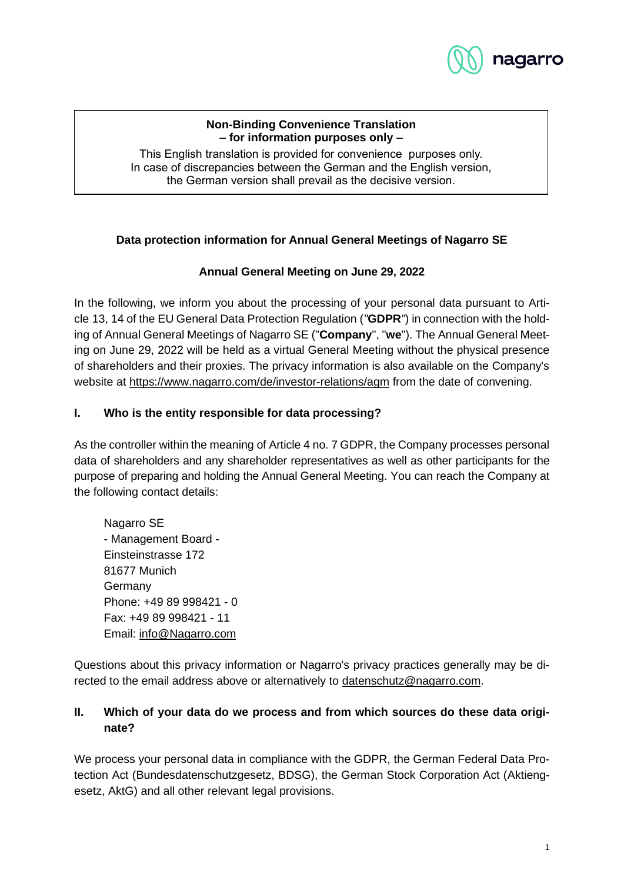**Non-Binding Convenience Translation**
**– for information purposes only –**

This English translation is provided for convenience purposes only. In case of discrepancies between the German and the English version, the German version shall prevail as the decisive version.

# Data protection information for Annual General Meetings of Nagarro SE

## Annual General Meeting on June 29, 2022

In the following, we inform you about the processing of your personal data pursuant to Article 13, 14 of the EU General Data Protection Regulation ("**GDPR**") in connection with the holding of Annual General Meetings of Nagarro SE ("**Company**", "**we**"). The Annual General Meeting on June 29, 2022 will be held as a virtual General Meeting without the physical presence of shareholders and their proxies. The privacy information is also available on the Company's website at https://www.nagarro.com/de/investor-relations/agm from the date of convening.

## I. Who is the entity responsible for data processing?

As the controller within the meaning of Article 4 no. 7 GDPR, the Company processes personal data of shareholders and any shareholder representatives as well as other participants for the purpose of preparing and holding the Annual General Meeting. You can reach the Company at the following contact details:

Nagarro SE
- Management Board -
Einsteinstrasse 172
81677 Munich
Germany
Phone: +49 89 998421 - 0
Fax: +49 89 998421 - 11
Email: info@Nagarro.com

Questions about this privacy information or Nagarro's privacy practices generally may be directed to the email address above or alternatively to datenschutz@nagarro.com.

## II. Which of your data do we process and from which sources do these data originate?

We process your personal data in compliance with the GDPR, the German Federal Data Protection Act (Bundesdatenschutzgesetz, BDSG), the German Stock Corporation Act (Aktiengesetz, AktG) and all other relevant legal provisions.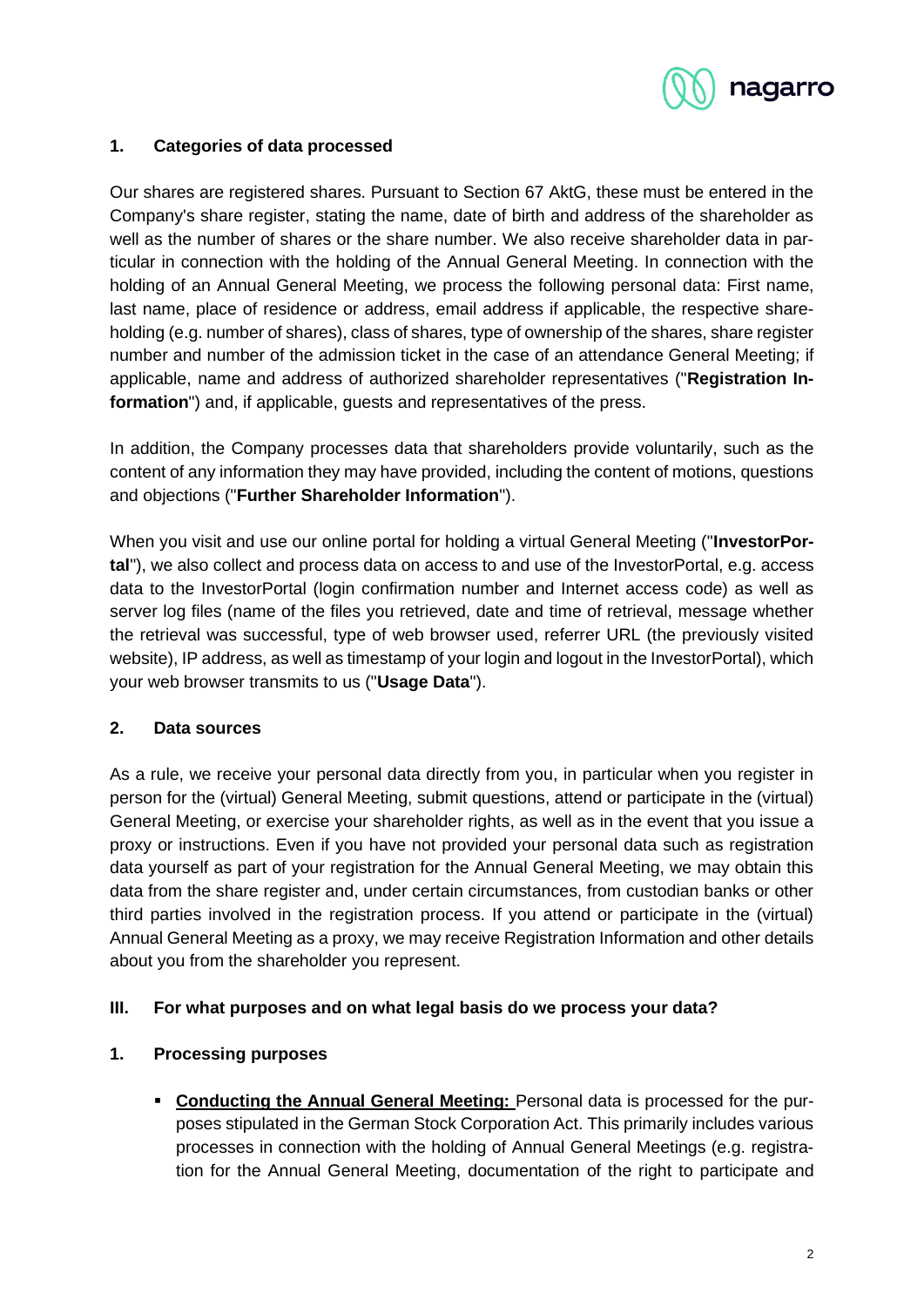### 1. Categories of data processed

Our shares are registered shares. Pursuant to Section 67 AktG, these must be entered in the Company's share register, stating the name, date of birth and address of the shareholder as well as the number of shares or the share number. We also receive shareholder data in particular in connection with the holding of the Annual General Meeting. In connection with the holding of an Annual General Meeting, we process the following personal data: First name, last name, place of residence or address, email address if applicable, the respective shareholding (e.g. number of shares), class of shares, type of ownership of the shares, share register number and number of the admission ticket in the case of an attendance General Meeting; if applicable, name and address of authorized shareholder representatives ("**Registration Information**") and, if applicable, guests and representatives of the press.

In addition, the Company processes data that shareholders provide voluntarily, such as the content of any information they may have provided, including the content of motions, questions and objections ("**Further Shareholder Information**").

When you visit and use our online portal for holding a virtual General Meeting ("**InvestorPortal**"), we also collect and process data on access to and use of the InvestorPortal, e.g. access data to the InvestorPortal (login confirmation number and Internet access code) as well as server log files (name of the files you retrieved, date and time of retrieval, message whether the retrieval was successful, type of web browser used, referrer URL (the previously visited website), IP address, as well as timestamp of your login and logout in the InvestorPortal), which your web browser transmits to us ("**Usage Data**").

### 2. Data sources

As a rule, we receive your personal data directly from you, in particular when you register in person for the (virtual) General Meeting, submit questions, attend or participate in the (virtual) General Meeting, or exercise your shareholder rights, as well as in the event that you issue a proxy or instructions. Even if you have not provided your personal data such as registration data yourself as part of your registration for the Annual General Meeting, we may obtain this data from the share register and, under certain circumstances, from custodian banks or other third parties involved in the registration process. If you attend or participate in the (virtual) Annual General Meeting as a proxy, we may receive Registration Information and other details about you from the shareholder you represent.

## III. For what purposes and on what legal basis do we process your data?

### 1. Processing purposes

- **Conducting the Annual General Meeting:** Personal data is processed for the purposes stipulated in the German Stock Corporation Act. This primarily includes various processes in connection with the holding of Annual General Meetings (e.g. registration for the Annual General Meeting, documentation of the right to participate and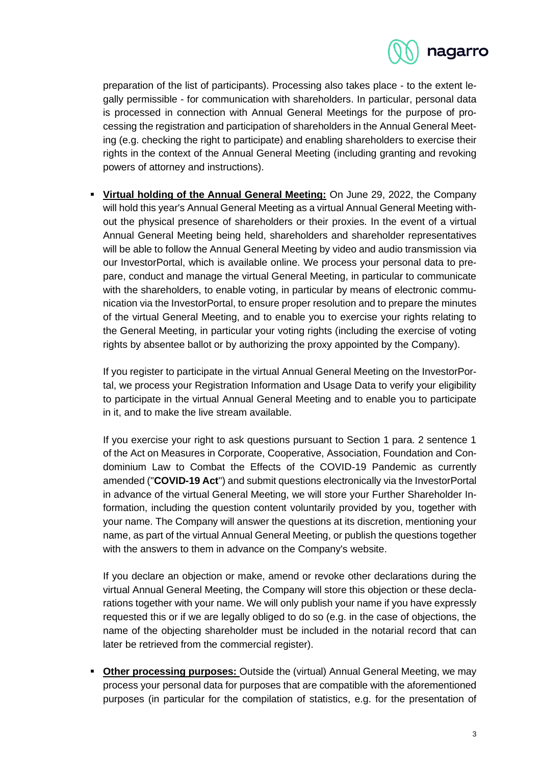preparation of the list of participants). Processing also takes place - to the extent legally permissible - for communication with shareholders. In particular, personal data is processed in connection with Annual General Meetings for the purpose of processing the registration and participation of shareholders in the Annual General Meeting (e.g. checking the right to participate) and enabling shareholders to exercise their rights in the context of the Annual General Meeting (including granting and revoking powers of attorney and instructions).

- **Virtual holding of the Annual General Meeting:** On June 29, 2022, the Company will hold this year's Annual General Meeting as a virtual Annual General Meeting without the physical presence of shareholders or their proxies. In the event of a virtual Annual General Meeting being held, shareholders and shareholder representatives will be able to follow the Annual General Meeting by video and audio transmission via our InvestorPortal, which is available online. We process your personal data to prepare, conduct and manage the virtual General Meeting, in particular to communicate with the shareholders, to enable voting, in particular by means of electronic communication via the InvestorPortal, to ensure proper resolution and to prepare the minutes of the virtual General Meeting, and to enable you to exercise your rights relating to the General Meeting, in particular your voting rights (including the exercise of voting rights by absentee ballot or by authorizing the proxy appointed by the Company).

  If you register to participate in the virtual Annual General Meeting on the InvestorPortal, we process your Registration Information and Usage Data to verify your eligibility to participate in the virtual Annual General Meeting and to enable you to participate in it, and to make the live stream available.

  If you exercise your right to ask questions pursuant to Section 1 para. 2 sentence 1 of the Act on Measures in Corporate, Cooperative, Association, Foundation and Condominium Law to Combat the Effects of the COVID-19 Pandemic as currently amended ("**COVID-19 Act**") and submit questions electronically via the InvestorPortal in advance of the virtual General Meeting, we will store your Further Shareholder Information, including the question content voluntarily provided by you, together with your name. The Company will answer the questions at its discretion, mentioning your name, as part of the virtual Annual General Meeting, or publish the questions together with the answers to them in advance on the Company's website.

  If you declare an objection or make, amend or revoke other declarations during the virtual Annual General Meeting, the Company will store this objection or these declarations together with your name. We will only publish your name if you have expressly requested this or if we are legally obliged to do so (e.g. in the case of objections, the name of the objecting shareholder must be included in the notarial record that can later be retrieved from the commercial register).

- **Other processing purposes:** Outside the (virtual) Annual General Meeting, we may process your personal data for purposes that are compatible with the aforementioned purposes (in particular for the compilation of statistics, e.g. for the presentation of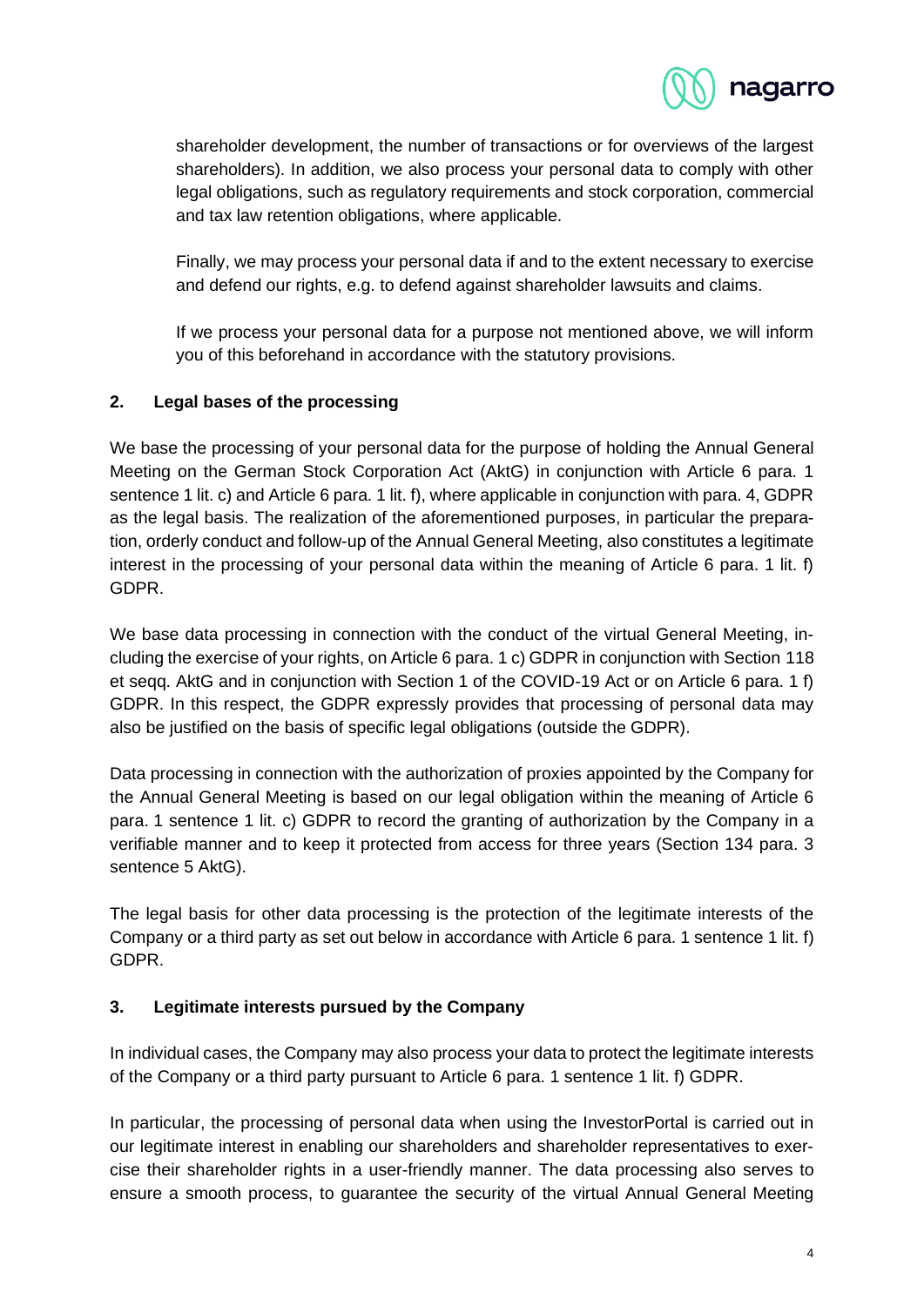shareholder development, the number of transactions or for overviews of the largest shareholders). In addition, we also process your personal data to comply with other legal obligations, such as regulatory requirements and stock corporation, commercial and tax law retention obligations, where applicable.

Finally, we may process your personal data if and to the extent necessary to exercise and defend our rights, e.g. to defend against shareholder lawsuits and claims.

If we process your personal data for a purpose not mentioned above, we will inform you of this beforehand in accordance with the statutory provisions.

## 2. Legal bases of the processing

We base the processing of your personal data for the purpose of holding the Annual General Meeting on the German Stock Corporation Act (AktG) in conjunction with Article 6 para. 1 sentence 1 lit. c) and Article 6 para. 1 lit. f), where applicable in conjunction with para. 4, GDPR as the legal basis. The realization of the aforementioned purposes, in particular the preparation, orderly conduct and follow-up of the Annual General Meeting, also constitutes a legitimate interest in the processing of your personal data within the meaning of Article 6 para. 1 lit. f) GDPR.

We base data processing in connection with the conduct of the virtual General Meeting, including the exercise of your rights, on Article 6 para. 1 c) GDPR in conjunction with Section 118 et seqq. AktG and in conjunction with Section 1 of the COVID-19 Act or on Article 6 para. 1 f) GDPR. In this respect, the GDPR expressly provides that processing of personal data may also be justified on the basis of specific legal obligations (outside the GDPR).

Data processing in connection with the authorization of proxies appointed by the Company for the Annual General Meeting is based on our legal obligation within the meaning of Article 6 para. 1 sentence 1 lit. c) GDPR to record the granting of authorization by the Company in a verifiable manner and to keep it protected from access for three years (Section 134 para. 3 sentence 5 AktG).

The legal basis for other data processing is the protection of the legitimate interests of the Company or a third party as set out below in accordance with Article 6 para. 1 sentence 1 lit. f) GDPR.

## 3. Legitimate interests pursued by the Company

In individual cases, the Company may also process your data to protect the legitimate interests of the Company or a third party pursuant to Article 6 para. 1 sentence 1 lit. f) GDPR.

In particular, the processing of personal data when using the InvestorPortal is carried out in our legitimate interest in enabling our shareholders and shareholder representatives to exercise their shareholder rights in a user-friendly manner. The data processing also serves to ensure a smooth process, to guarantee the security of the virtual Annual General Meeting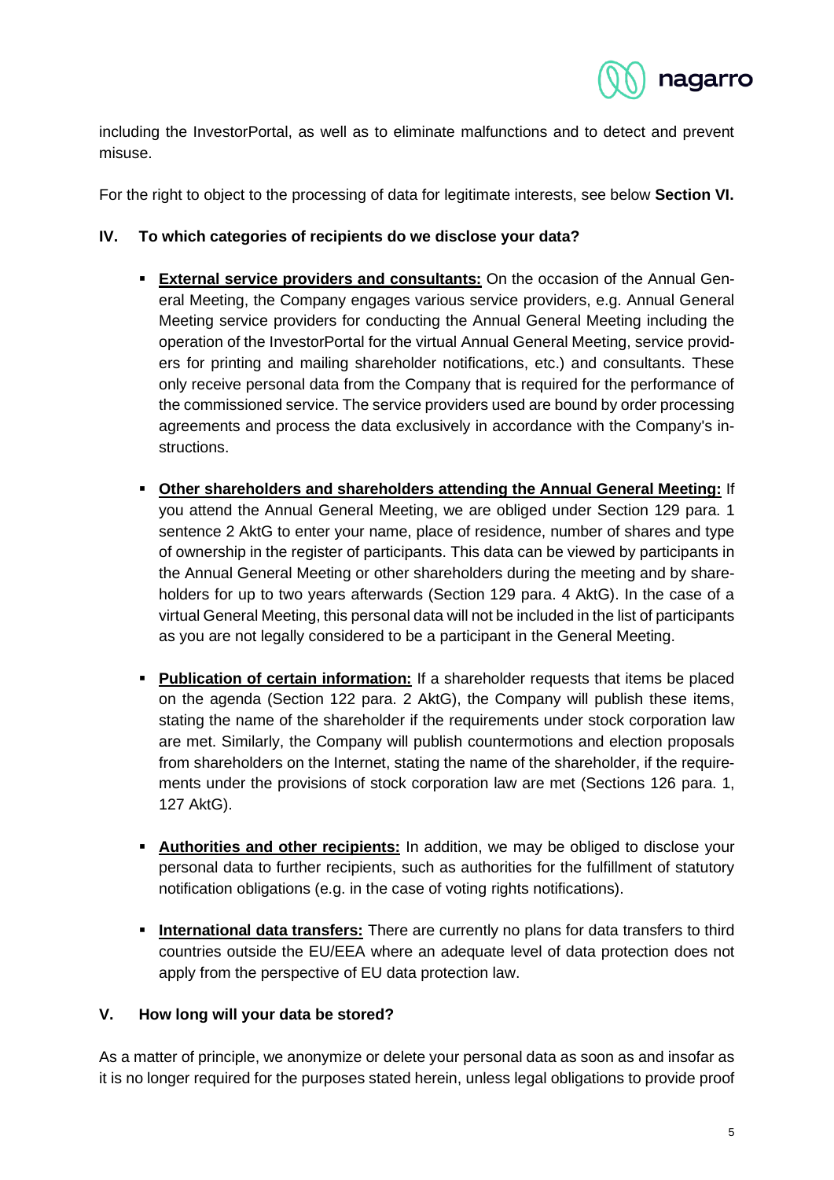including the InvestorPortal, as well as to eliminate malfunctions and to detect and prevent misuse.

For the right to object to the processing of data for legitimate interests, see below **Section VI.**

## IV. To which categories of recipients do we disclose your data?

- **External service providers and consultants:** On the occasion of the Annual General Meeting, the Company engages various service providers, e.g. Annual General Meeting service providers for conducting the Annual General Meeting including the operation of the InvestorPortal for the virtual Annual General Meeting, service providers for printing and mailing shareholder notifications, etc.) and consultants. These only receive personal data from the Company that is required for the performance of the commissioned service. The service providers used are bound by order processing agreements and process the data exclusively in accordance with the Company's instructions.

- **Other shareholders and shareholders attending the Annual General Meeting:** If you attend the Annual General Meeting, we are obliged under Section 129 para. 1 sentence 2 AktG to enter your name, place of residence, number of shares and type of ownership in the register of participants. This data can be viewed by participants in the Annual General Meeting or other shareholders during the meeting and by shareholders for up to two years afterwards (Section 129 para. 4 AktG). In the case of a virtual General Meeting, this personal data will not be included in the list of participants as you are not legally considered to be a participant in the General Meeting.

- **Publication of certain information:** If a shareholder requests that items be placed on the agenda (Section 122 para. 2 AktG), the Company will publish these items, stating the name of the shareholder if the requirements under stock corporation law are met. Similarly, the Company will publish countermotions and election proposals from shareholders on the Internet, stating the name of the shareholder, if the requirements under the provisions of stock corporation law are met (Sections 126 para. 1, 127 AktG).

- **Authorities and other recipients:** In addition, we may be obliged to disclose your personal data to further recipients, such as authorities for the fulfillment of statutory notification obligations (e.g. in the case of voting rights notifications).

- **International data transfers:** There are currently no plans for data transfers to third countries outside the EU/EEA where an adequate level of data protection does not apply from the perspective of EU data protection law.

## V. How long will your data be stored?

As a matter of principle, we anonymize or delete your personal data as soon as and insofar as it is no longer required for the purposes stated herein, unless legal obligations to provide proof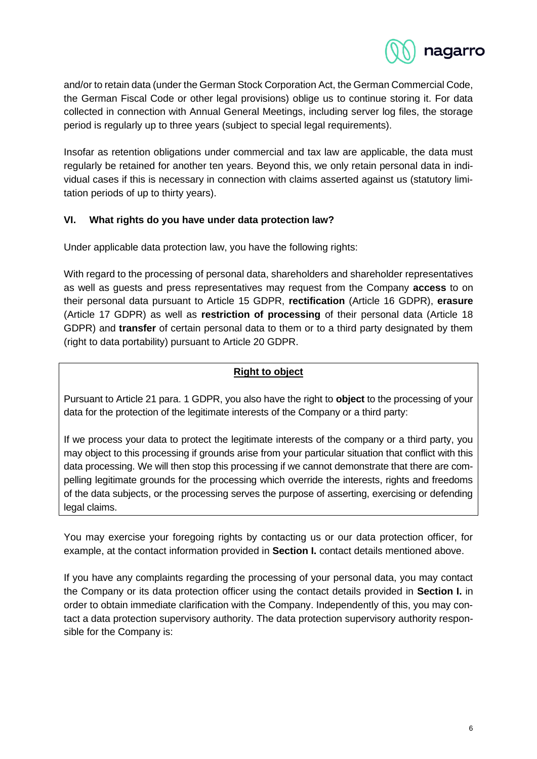and/or to retain data (under the German Stock Corporation Act, the German Commercial Code, the German Fiscal Code or other legal provisions) oblige us to continue storing it. For data collected in connection with Annual General Meetings, including server log files, the storage period is regularly up to three years (subject to special legal requirements).

Insofar as retention obligations under commercial and tax law are applicable, the data must regularly be retained for another ten years. Beyond this, we only retain personal data in individual cases if this is necessary in connection with claims asserted against us (statutory limitation periods of up to thirty years).

## VI. What rights do you have under data protection law?

Under applicable data protection law, you have the following rights:

With regard to the processing of personal data, shareholders and shareholder representatives as well as guests and press representatives may request from the Company **access** to on their personal data pursuant to Article 15 GDPR, **rectification** (Article 16 GDPR), **erasure** (Article 17 GDPR) as well as **restriction of processing** of their personal data (Article 18 GDPR) and **transfer** of certain personal data to them or to a third party designated by them (right to data portability) pursuant to Article 20 GDPR.

**Right to object**

Pursuant to Article 21 para. 1 GDPR, you also have the right to **object** to the processing of your data for the protection of the legitimate interests of the Company or a third party:

If we process your data to protect the legitimate interests of the company or a third party, you may object to this processing if grounds arise from your particular situation that conflict with this data processing. We will then stop this processing if we cannot demonstrate that there are compelling legitimate grounds for the processing which override the interests, rights and freedoms of the data subjects, or the processing serves the purpose of asserting, exercising or defending legal claims.

You may exercise your foregoing rights by contacting us or our data protection officer, for example, at the contact information provided in **Section I.** contact details mentioned above.

If you have any complaints regarding the processing of your personal data, you may contact the Company or its data protection officer using the contact details provided in **Section I.** in order to obtain immediate clarification with the Company. Independently of this, you may contact a data protection supervisory authority. The data protection supervisory authority responsible for the Company is: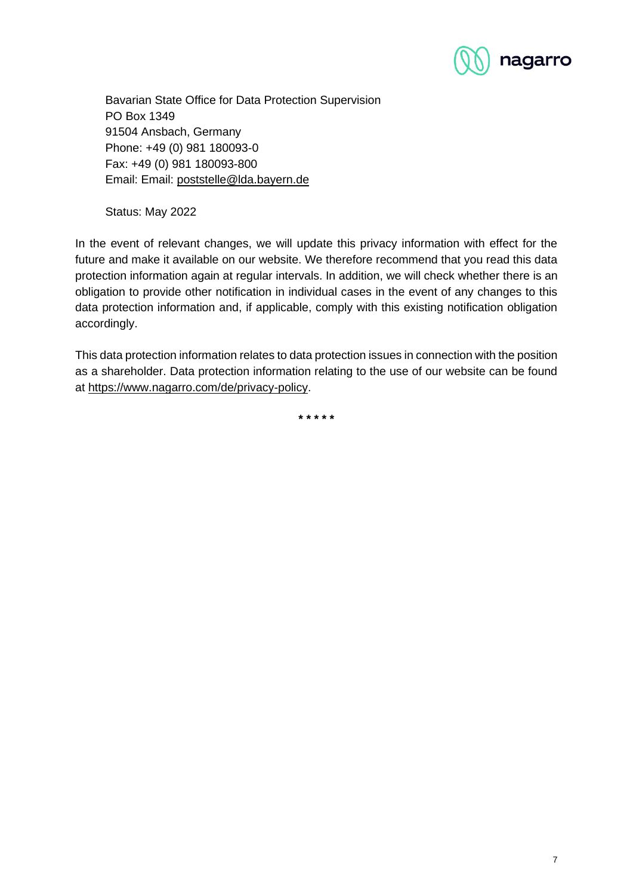Bavarian State Office for Data Protection Supervision
PO Box 1349
91504 Ansbach, Germany
Phone: +49 (0) 981 180093-0
Fax: +49 (0) 981 180093-800
Email: Email: poststelle@lda.bayern.de

Status: May 2022

In the event of relevant changes, we will update this privacy information with effect for the future and make it available on our website. We therefore recommend that you read this data protection information again at regular intervals. In addition, we will check whether there is an obligation to provide other notification in individual cases in the event of any changes to this data protection information and, if applicable, comply with this existing notification obligation accordingly.

This data protection information relates to data protection issues in connection with the position as a shareholder. Data protection information relating to the use of our website can be found at https://www.nagarro.com/de/privacy-policy.

\* \* \* \* \*